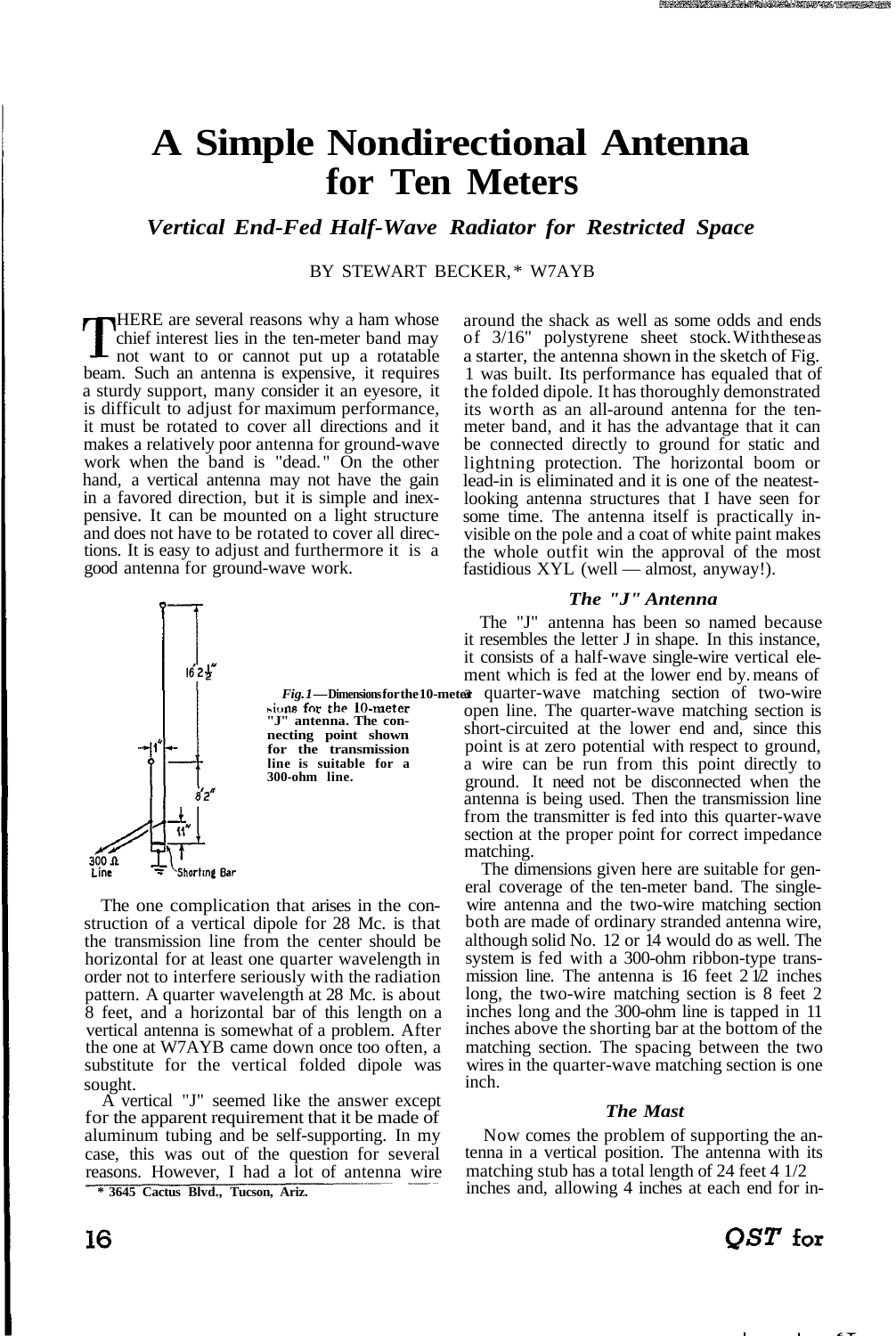# A Simple Nondirectional Antenna for Ten Meters

### *Vertical End-Fed Half-Wave Radiator for Restricted Space*

BY STEWART BECKER,* W7AYB

THERE are several reasons why a ham whose chief interest lies in the ten-meter band may not want to or cannot put up a rotatable beam. Such an antenna is expensive, it requires a sturdy support, many consider it an eyesore, it is difficult to adjust for maximum performance, it must be rotated to cover all directions and it makes a relatively poor antenna for ground-wave work when the band is "dead." On the other hand, a vertical antenna may not have the gain in a favored direction, but it is simple and inexpensive. It can be mounted on a light structure and does not have to be rotated to cover all directions. It is easy to adjust and furthermore it is a good antenna for ground-wave work.

*Fig. 1* — **Dimensions for the 10-meter "J" antenna. The connecting point shown for the transmission line is suitable for a 300-ohm line.**

The one complication that arises in the construction of a vertical dipole for 28 Mc. is that the transmission line from the center should be horizontal for at least one quarter wavelength in order not to interfere seriously with the radiation pattern. A quarter wavelength at 28 Mc. is about 8 feet, and a horizontal bar of this length on a vertical antenna is somewhat of a problem. After the one at W7AYB came down once too often, a substitute for the vertical folded dipole was sought.

A vertical "J" seemed like the answer except for the apparent requirement that it be made of aluminum tubing and be self-supporting. In my case, this was out of the question for several reasons. However, I had a lot of antenna wire around the shack as well as some odds and ends of 3/16" polystyrene sheet stock. With these as a starter, the antenna shown in the sketch of Fig. 1 was built. Its performance has equaled that of the folded dipole. It has thoroughly demonstrated its worth as an all-around antenna for the ten-meter band, and it has the advantage that it can be connected directly to ground for static and lightning protection. The horizontal boom or lead-in is eliminated and it is one of the neatest-looking antenna structures that I have seen for some time. The antenna itself is practically invisible on the pole and a coat of white paint makes the whole outfit win the approval of the most fastidious XYL (well — almost, anyway!).

### *The "J" Antenna*

The "J" antenna has been so named because it resembles the letter J in shape. In this instance, it consists of a half-wave single-wire vertical element which is fed at the lower end by means of a quarter-wave matching section of two-wire open line. The quarter-wave matching section is short-circuited at the lower end and, since this point is at zero potential with respect to ground, a wire can be run from this point directly to ground. It need not be disconnected when the antenna is being used. Then the transmission line from the transmitter is fed into this quarter-wave section at the proper point for correct impedance matching.

The dimensions given here are suitable for general coverage of the ten-meter band. The single-wire antenna and the two-wire matching section both are made of ordinary stranded antenna wire, although solid No. 12 or 14 would do as well. The system is fed with a 300-ohm ribbon-type transmission line. The antenna is 16 feet 2 1/2 inches long, the two-wire matching section is 8 feet 2 inches long and the 300-ohm line is tapped in 11 inches above the shorting bar at the bottom of the matching section. The spacing between the two wires in the quarter-wave matching section is one inch.

### *The Mast*

Now comes the problem of supporting the antenna in a vertical position. The antenna with its matching stub has a total length of 24 feet 4 1/2 inches and, allowing 4 inches at each end for in-

\* 3645 Cactus Blvd., Tucson, Ariz.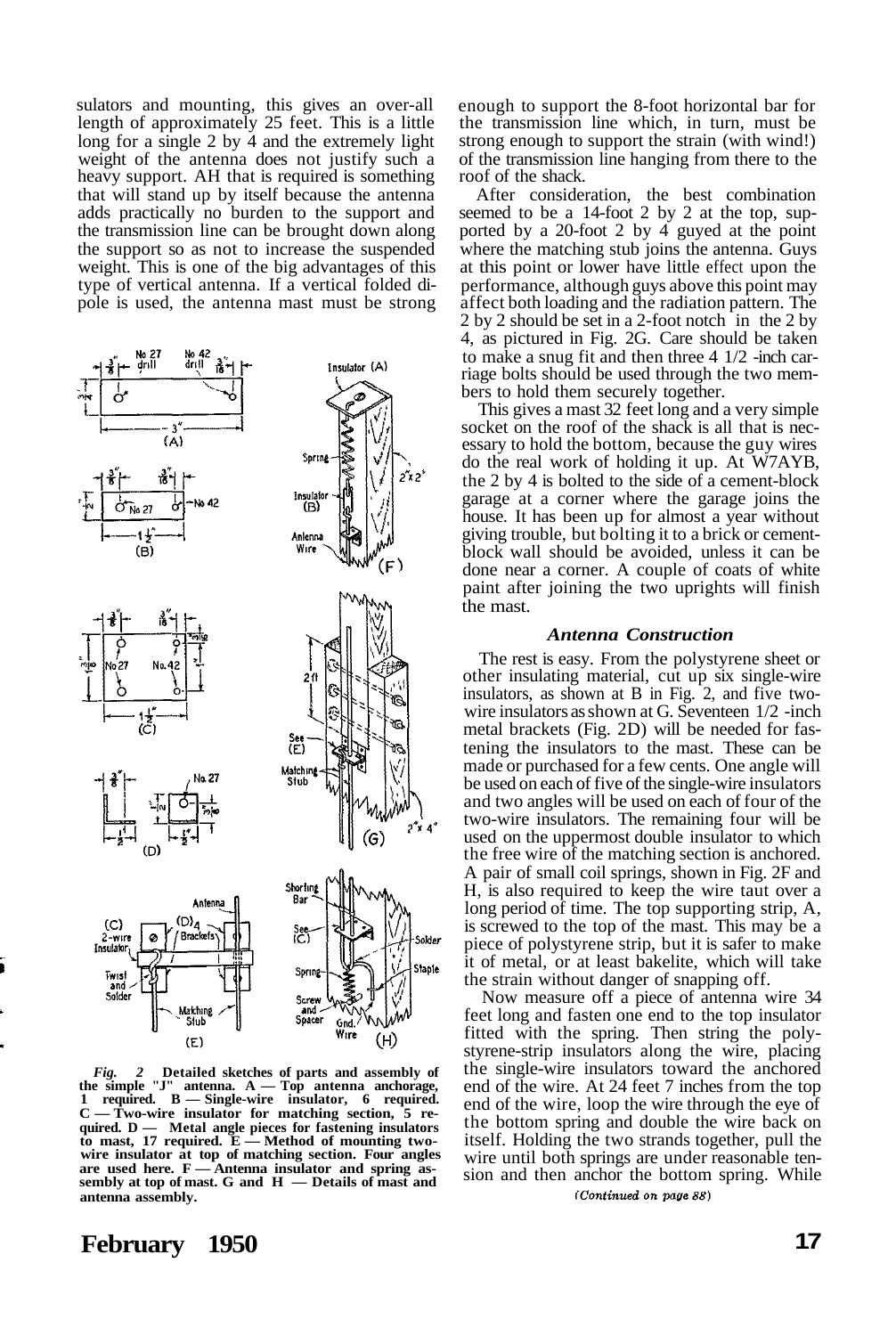sulators and mounting, this gives an over-all length of approximately 25 feet. This is a little long for a single 2 by 4 and the extremely light weight of the antenna does not justify such a heavy support. AH that is required is something that will stand up by itself because the antenna adds practically no burden to the support and the transmission line can be brought down along the support so as not to increase the suspended weight. This is one of the big advantages of this type of vertical antenna. If a vertical folded dipole is used, the antenna mast must be strong enough to support the 8-foot horizontal bar for the transmission line which, in turn, must be strong enough to support the strain (with wind!) of the transmission line hanging from there to the roof of the shack.

After consideration, the best combination seemed to be a 14-foot 2 by 2 at the top, supported by a 20-foot 2 by 4 guyed at the point where the matching stub joins the antenna. Guys at this point or lower have little effect upon the performance, although guys above this point may affect both loading and the radiation pattern. The 2 by 2 should be set in a 2-foot notch in the 2 by 4, as pictured in Fig. 2G. Care should be taken to make a snug fit and then three 4 1/2 -inch carriage bolts should be used through the two members to hold them securely together.

This gives a mast 32 feet long and a very simple socket on the roof of the shack is all that is necessary to hold the bottom, because the guy wires do the real work of holding it up. At W7AYB, the 2 by 4 is bolted to the side of a cement-block garage at a corner where the garage joins the house. It has been up for almost a year without giving trouble, but bolting it to a brick or cement-block wall should be avoided, unless it can be done near a corner. A couple of coats of white paint after joining the two uprights will finish the mast.

*Fig. 2* **Detailed sketches of parts and assembly of the simple "J" antenna. A — Top antenna anchorage, 1 required. B — Single-wire insulator, 6 required. C — Two-wire insulator for matching section, 5 required. D — Metal angle pieces for fastening insulators to mast, 17 required. E — Method of mounting two-wire insulator at top of matching section. Four angles are used here. F — Antenna insulator and spring assembly at top of mast. G and H — Details of mast and antenna assembly.**

### *Antenna Construction*

The rest is easy. From the polystyrene sheet or other insulating material, cut up six single-wire insulators, as shown at B in Fig. 2, and five two-wire insulators as shown at G. Seventeen 1/2 -inch metal brackets (Fig. 2D) will be needed for fastening the insulators to the mast. These can be made or purchased for a few cents. One angle will be used on each of five of the single-wire insulators and two angles will be used on each of four of the two-wire insulators. The remaining four will be used on the uppermost double insulator to which the free wire of the matching section is anchored. A pair of small coil springs, shown in Fig. 2F and H, is also required to keep the wire taut over a long period of time. The top supporting strip, A, is screwed to the top of the mast. This may be a piece of polystyrene strip, but it is safer to make it of metal, or at least bakelite, which will take the strain without danger of snapping off.

Now measure off a piece of antenna wire 34 feet long and fasten one end to the top insulator fitted with the spring. Then string the polystyrene-strip insulators along the wire, placing the single-wire insulators toward the anchored end of the wire. At 24 feet 7 inches from the top end of the wire, loop the wire through the eye of the bottom spring and double the wire back on itself. Holding the two strands together, pull the wire until both springs are under reasonable tension and then anchor the bottom spring. While

*(Continued on page 88)*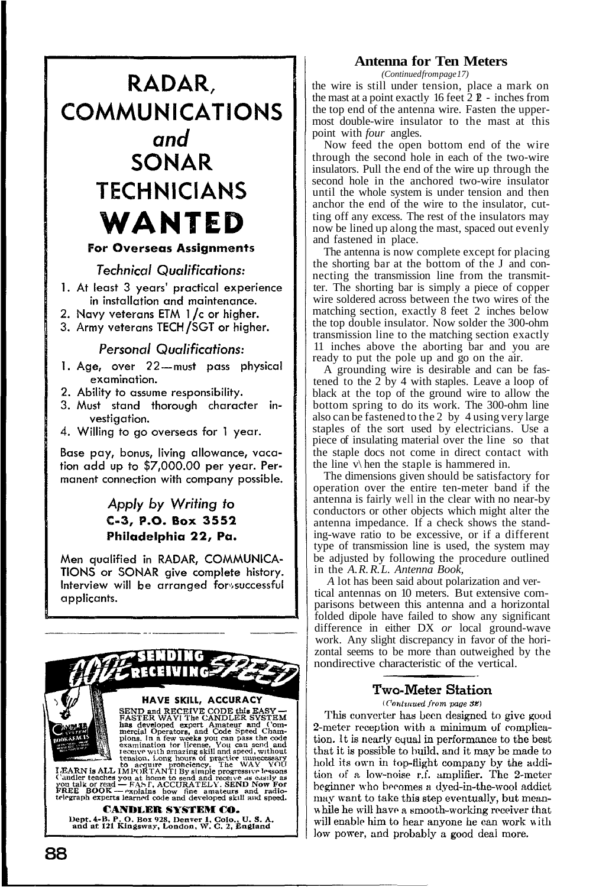# RADAR, COMMUNICATIONS *and* SONAR TECHNICIANS

# WANTED

**For Overseas Assignments**

*Technical Qualifications:*

1. At least 3 years' practical experience in installation and maintenance.
2. Navy veterans ETM 1/c or higher.
3. Army veterans TECH/SGT or higher.

*Personal Qualifications:*

1. Age, over 22—must pass physical examination.
2. Ability to assume responsibility.
3. Must stand thorough character investigation.
4. Willing to go overseas for 1 year.

Base pay, bonus, living allowance, vacation add up to $7,000.00 per year. Permanent connection with company possible.

*Apply by Writing to*

**C-3, P.O. Box 3552**
**Philadelphia 22, Pa.**

Men qualified in RADAR, COMMUNICATIONS or SONAR give complete history. Interview will be arranged for successful applicants.

---

# CODE SENDING RECEIVING SPEED

**HAVE SKILL, ACCURACY**

SEND and RECEIVE CODE this EASY — FASTER WAY! The CANDLER SYSTEM has developed expert Amateur and Commercial Operators, and Code Speed Champions. In a few weeks you can pass the code examination for license. You can send and receive with amazing skill and speed, without tension. Long hours of practice unnecessary to acquire proficiency. The WAY YOU LEARN is ALL IMPORTANT! By simple progressive lessons Candler teaches you at home to send and receive as easily as you talk or read — FAST, ACCURATELY. SEND Now For FREE BOOK — explains how fine amateurs and radiotelegraph experts learned code and developed skill and speed.

**CANDLER SYSTEM CO.**

Dept. 4-B, P. O. Box 928, Denver 1, Colo., U. S. A. and at 121 Kingsway, London, W. C. 2, England

---

## Antenna for Ten Meters

*(Continued from page 17)*

the wire is still under tension, place a mark on the mast at a point exactly 16 feet 2 1/2 inches from the top end of the antenna wire. Fasten the uppermost double-wire insulator to the mast at this point with *four* angles.

Now feed the open bottom end of the wire through the second hole in each of the two-wire insulators. Pull the end of the wire up through the second hole in the anchored two-wire insulator until the whole system is under tension and then anchor the end of the wire to the insulator, cutting off any excess. The rest of the insulators may now be lined up along the mast, spaced out evenly and fastened in place.

The antenna is now complete except for placing the shorting bar at the bottom of the J and connecting the transmission line from the transmitter. The shorting bar is simply a piece of copper wire soldered across between the two wires of the matching section, exactly 8 feet 2 inches below the top double insulator. Now solder the 300-ohm transmission line to the matching section exactly 11 inches above the aborting bar and you are ready to put the pole up and go on the air.

A grounding wire is desirable and can be fastened to the 2 by 4 with staples. Leave a loop of black at the top of the ground wire to allow the bottom spring to do its work. The 300-ohm line also can be fastened to the 2 by 4 using very large staples of the sort used by electricians. Use a piece of insulating material over the line so that the staple docs not come in direct contact with the line when the staple is hammered in.

The dimensions given should be satisfactory for operation over the entire ten-meter band if the antenna is fairly well in the clear with no near-by conductors or other objects which might alter the antenna impedance. If a check shows the standing-wave ratio to be excessive, or if a different type of transmission line is used, the system may be adjusted by following the procedure outlined in the *A.R.R.L. Antenna Book,*

*A* lot has been said about polarization and vertical antennas on 10 meters. But extensive comparisons between this antenna and a horizontal folded dipole have failed to show any significant difference in either DX *or* local ground-wave work. Any slight discrepancy in favor of the horizontal seems to be more than outweighed by the nondirective characteristic of the vertical.

## Two-Meter Station

*(Continued from page 32)*

This converter has been designed to give good 2-meter reception with a minimum of complication. It is nearly equal in performance to the best that it is possible to build, and it may be made to hold its own in top-flight company by the addition of a low-noise r.f. amplifier. The 2-meter beginner who becomes a dyed-in-the-wool addict may want to take this step eventually, but meanwhile he will have a smooth-working receiver that will enable him to hear anyone he can work with low power, and probably a good deal more.